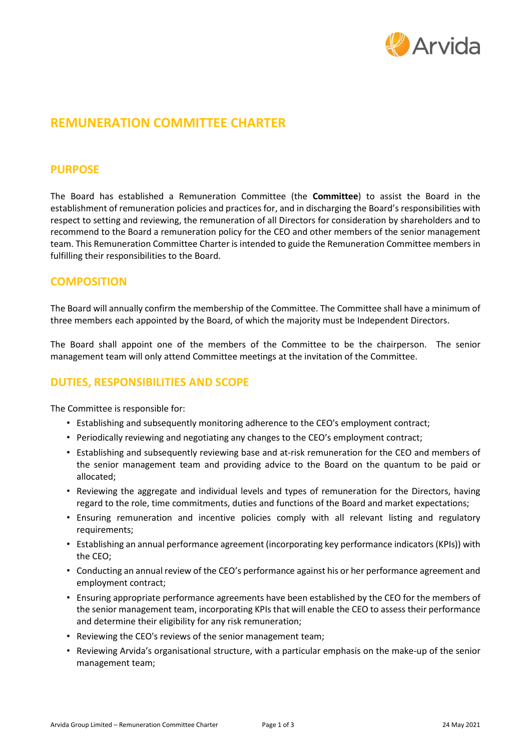# REMUNERATION COMMITTEE CHARTER

## PURPOSE

The Board has established a Remuneration Committee (the **Committee**) to assist the Board in the establishment of remuneration policies and practices for, and in discharging the Board's responsibilities with respect to setting and reviewing, the remuneration of all Directors for consideration by shareholders and to recommend to the Board a remuneration policy for the CEO and other members of the senior management team. This Remuneration Committee Charter is intended to guide the Remuneration Committee members in fulfilling their responsibilities to the Board.

## COMPOSITION

The Board will annually confirm the membership of the Committee. The Committee shall have a minimum of three members each appointed by the Board, of which the majority must be Independent Directors.

The Board shall appoint one of the members of the Committee to be the chairperson. The senior management team will only attend Committee meetings at the invitation of the Committee.

## DUTIES, RESPONSIBILITIES AND SCOPE

The Committee is responsible for:

- Establishing and subsequently monitoring adherence to the CEO's employment contract;
- Periodically reviewing and negotiating any changes to the CEO's employment contract;
- Establishing and subsequently reviewing base and at-risk remuneration for the CEO and members of the senior management team and providing advice to the Board on the quantum to be paid or allocated;
- Reviewing the aggregate and individual levels and types of remuneration for the Directors, having regard to the role, time commitments, duties and functions of the Board and market expectations;
- Ensuring remuneration and incentive policies comply with all relevant listing and regulatory requirements;
- Establishing an annual performance agreement (incorporating key performance indicators (KPIs)) with the CEO;
- Conducting an annual review of the CEO's performance against his or her performance agreement and employment contract;
- Ensuring appropriate performance agreements have been established by the CEO for the members of the senior management team, incorporating KPIs that will enable the CEO to assess their performance and determine their eligibility for any risk remuneration;
- Reviewing the CEO's reviews of the senior management team;
- Reviewing Arvida's organisational structure, with a particular emphasis on the make-up of the senior management team;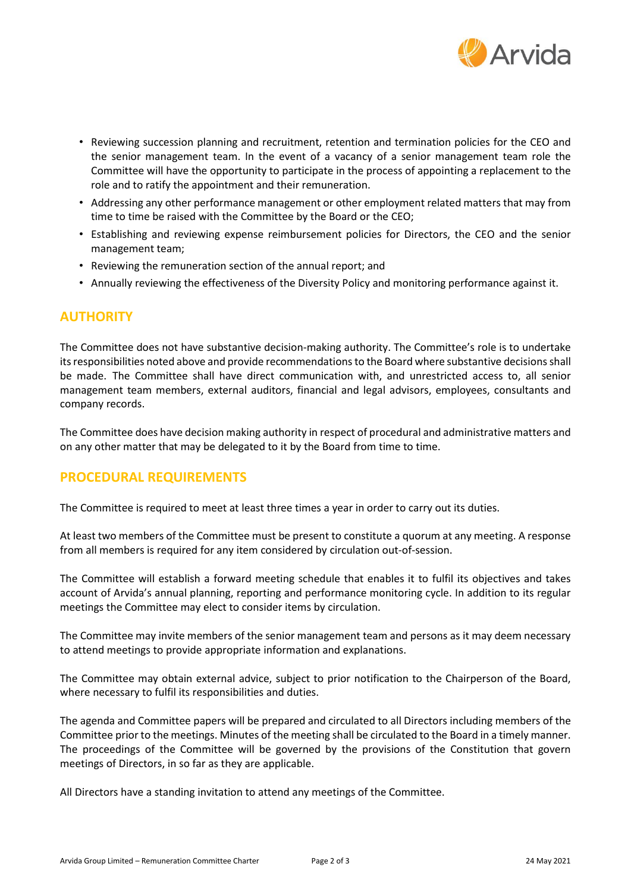- Reviewing succession planning and recruitment, retention and termination policies for the CEO and the senior management team. In the event of a vacancy of a senior management team role the Committee will have the opportunity to participate in the process of appointing a replacement to the role and to ratify the appointment and their remuneration.
- Addressing any other performance management or other employment related matters that may from time to time be raised with the Committee by the Board or the CEO;
- Establishing and reviewing expense reimbursement policies for Directors, the CEO and the senior management team;
- Reviewing the remuneration section of the annual report; and
- Annually reviewing the effectiveness of the Diversity Policy and monitoring performance against it.

## AUTHORITY

The Committee does not have substantive decision-making authority. The Committee's role is to undertake its responsibilities noted above and provide recommendations to the Board where substantive decisions shall be made. The Committee shall have direct communication with, and unrestricted access to, all senior management team members, external auditors, financial and legal advisors, employees, consultants and company records.

The Committee does have decision making authority in respect of procedural and administrative matters and on any other matter that may be delegated to it by the Board from time to time.

## PROCEDURAL REQUIREMENTS

The Committee is required to meet at least three times a year in order to carry out its duties.

At least two members of the Committee must be present to constitute a quorum at any meeting. A response from all members is required for any item considered by circulation out-of-session.

The Committee will establish a forward meeting schedule that enables it to fulfil its objectives and takes account of Arvida's annual planning, reporting and performance monitoring cycle. In addition to its regular meetings the Committee may elect to consider items by circulation.

The Committee may invite members of the senior management team and persons as it may deem necessary to attend meetings to provide appropriate information and explanations.

The Committee may obtain external advice, subject to prior notification to the Chairperson of the Board, where necessary to fulfil its responsibilities and duties.

The agenda and Committee papers will be prepared and circulated to all Directors including members of the Committee prior to the meetings. Minutes of the meeting shall be circulated to the Board in a timely manner. The proceedings of the Committee will be governed by the provisions of the Constitution that govern meetings of Directors, in so far as they are applicable.

All Directors have a standing invitation to attend any meetings of the Committee.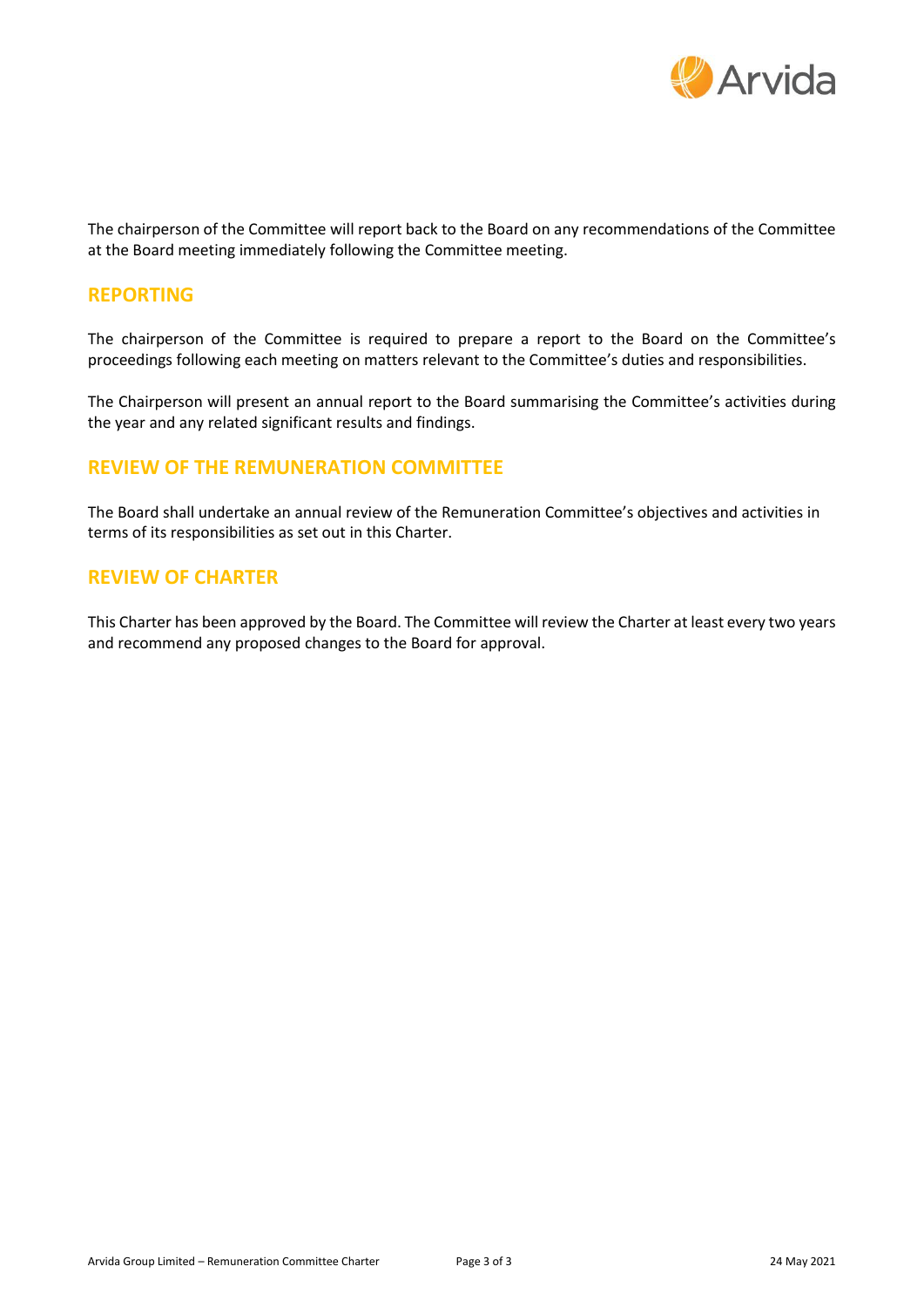The chairperson of the Committee will report back to the Board on any recommendations of the Committee at the Board meeting immediately following the Committee meeting.

## REPORTING

The chairperson of the Committee is required to prepare a report to the Board on the Committee's proceedings following each meeting on matters relevant to the Committee's duties and responsibilities.

The Chairperson will present an annual report to the Board summarising the Committee's activities during the year and any related significant results and findings.

## REVIEW OF THE REMUNERATION COMMITTEE

The Board shall undertake an annual review of the Remuneration Committee's objectives and activities in terms of its responsibilities as set out in this Charter.

## REVIEW OF CHARTER

This Charter has been approved by the Board. The Committee will review the Charter at least every two years and recommend any proposed changes to the Board for approval.